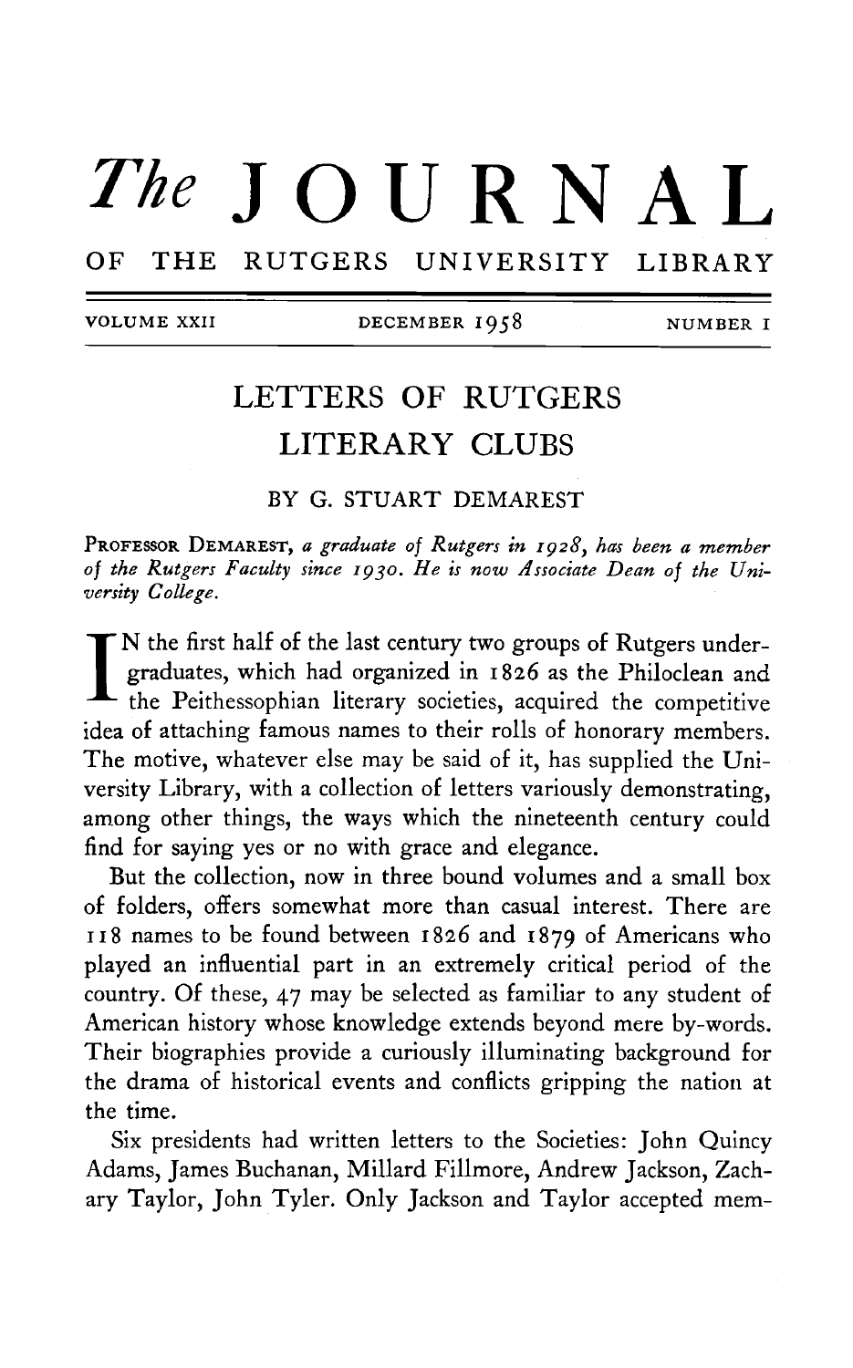# *The* JOURNAL

## OF THE RUTGERS UNIVERSITY LIBRARY

VOLUME XXII DECEMBER 1958 NUMBER I

## LETTERS OF RUTGERS LITERARY CLUBS

BY G. STUART DEMAREST

PROFESSOR DEMAREST, *a graduate of Rutgers in 1928, has been a member of the Rutgers Faculty since 1930. He is now Associate Dean of the University College.*

IN the first half of the last century two groups of Rutgers undergraduates, which had organized in 1826 as the Philoclean and the Peithessophian literary societies, acquired the competitive idea of attaching famous names to their rolls of honorary members. The motive, whatever else may be said of it, has supplied the University Library, with a collection of letters variously demonstrating, among other things, the ways which the nineteenth century could find for saying yes or no with grace and elegance.

But the collection, now in three bound volumes and a small box of folders, offers somewhat more than casual interest. There are 118 names to be found between 1826 and 1879 of Americans who played an influential part in an extremely critical period of the country. Of these, 47 may be selected as familiar to any student of American history whose knowledge extends beyond mere by-words. Their biographies provide a curiously illuminating background for the drama of historical events and conflicts gripping the nation at the time.

Six presidents had written letters to the Societies: John Quincy Adams, James Buchanan, Millard Fillmore, Andrew Jackson, Zachary Taylor, John Tyler. Only Jackson and Taylor accepted mem-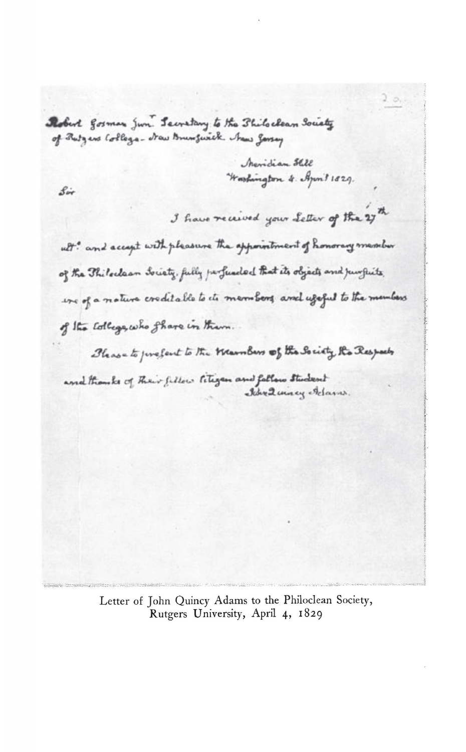Robert Gosman Jun.r Secretary to the Philoclean Society of Rutgers College - New Brunswick New Jersey

Meridian Hill
Washington 4. April 1829.

Sir

I have received your Letter of the 27th ult.o and accept with pleasure the appointment of honorary member of the Philoclean Society, fully persuaded that its objects and pursuits, are of a nature creditable to its members and useful to the members of the College who share in them.

Please to present to the Members of the Society the Respects and thanks of their fellow Citizen and fellow Student

John Quincy Adams.

Letter of John Quincy Adams to the Philoclean Society, Rutgers University, April 4, 1829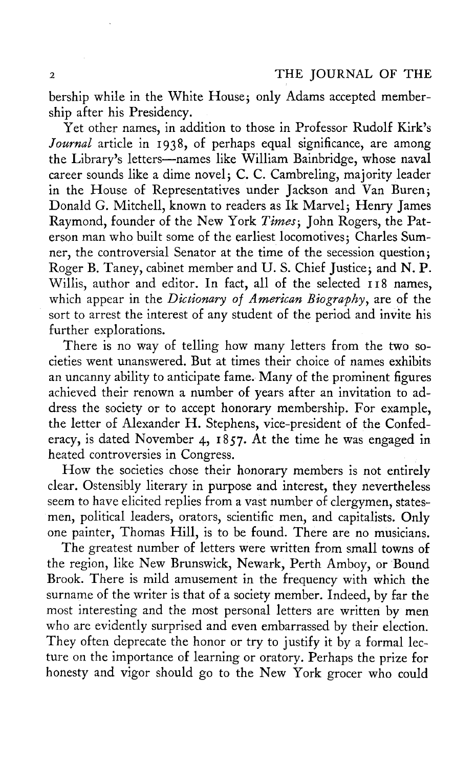bership while in the White House; only Adams accepted membership after his Presidency.

Yet other names, in addition to those in Professor Rudolf Kirk's *Journal* article in 1938, of perhaps equal significance, are among the Library's letters—names like William Bainbridge, whose naval career sounds like a dime novel; C. C. Cambreling, majority leader in the House of Representatives under Jackson and Van Buren; Donald G. Mitchell, known to readers as Ik Marvel; Henry James Raymond, founder of the New York *Times*; John Rogers, the Paterson man who built some of the earliest locomotives; Charles Sumner, the controversial Senator at the time of the secession question; Roger B. Taney, cabinet member and U. S. Chief Justice; and N. P. Willis, author and editor. In fact, all of the selected 118 names, which appear in the *Dictionary of American Biography*, are of the sort to arrest the interest of any student of the period and invite his further explorations.

There is no way of telling how many letters from the two societies went unanswered. But at times their choice of names exhibits an uncanny ability to anticipate fame. Many of the prominent figures achieved their renown a number of years after an invitation to address the society or to accept honorary membership. For example, the letter of Alexander H. Stephens, vice-president of the Confederacy, is dated November 4, 1857. At the time he was engaged in heated controversies in Congress.

How the societies chose their honorary members is not entirely clear. Ostensibly literary in purpose and interest, they nevertheless seem to have elicited replies from a vast number of clergymen, statesmen, political leaders, orators, scientific men, and capitalists. Only one painter, Thomas Hill, is to be found. There are no musicians.

The greatest number of letters were written from small towns of the region, like New Brunswick, Newark, Perth Amboy, or Bound Brook. There is mild amusement in the frequency with which the surname of the writer is that of a society member. Indeed, by far the most interesting and the most personal letters are written by men who are evidently surprised and even embarrassed by their election. They often deprecate the honor or try to justify it by a formal lecture on the importance of learning or oratory. Perhaps the prize for honesty and vigor should go to the New York grocer who could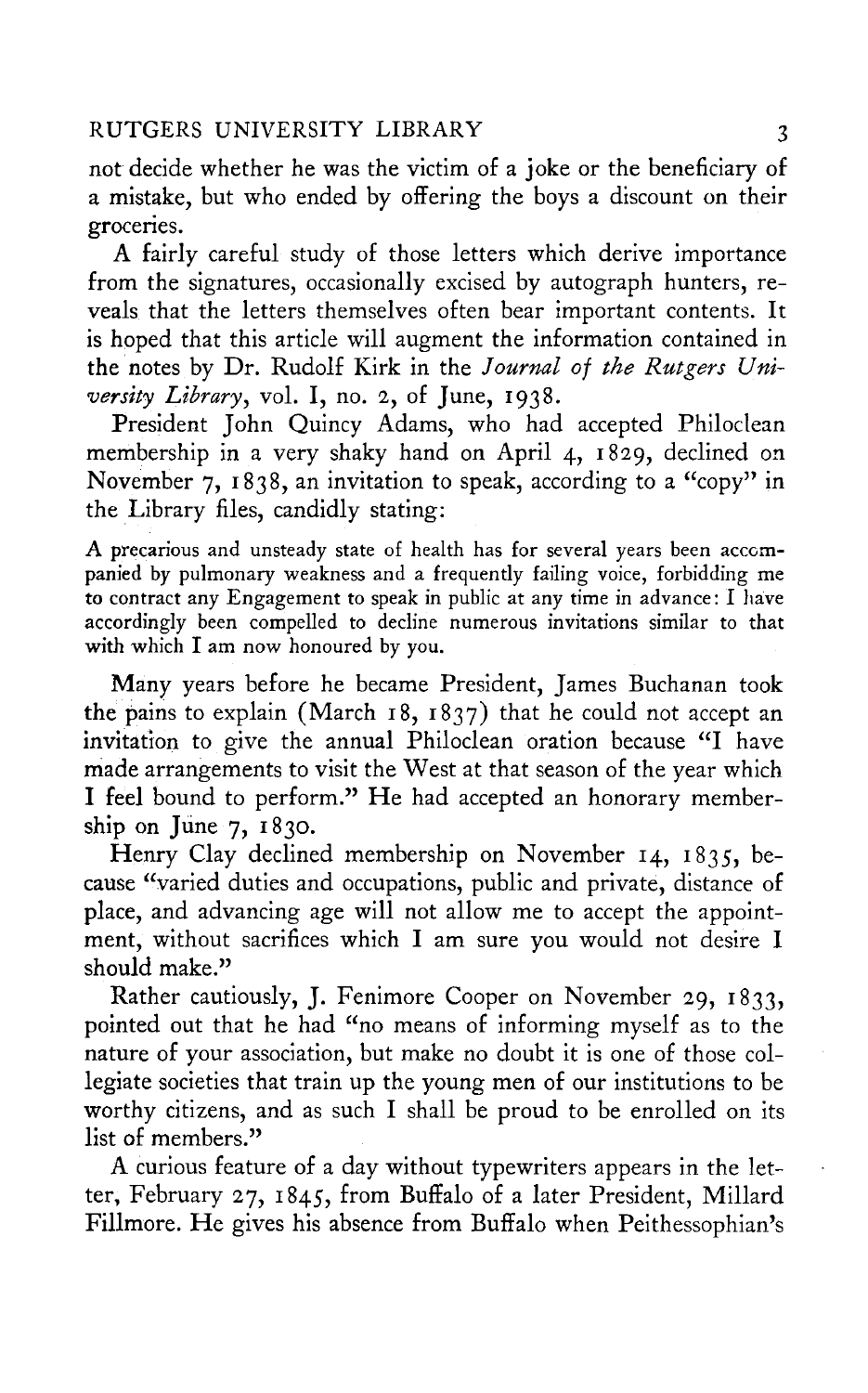not decide whether he was the victim of a joke or the beneficiary of a mistake, but who ended by offering the boys a discount on their groceries.

A fairly careful study of those letters which derive importance from the signatures, occasionally excised by autograph hunters, reveals that the letters themselves often bear important contents. It is hoped that this article will augment the information contained in the notes by Dr. Rudolf Kirk in the *Journal of the Rutgers University Library*, vol. I, no. 2, of June, 1938.

President John Quincy Adams, who had accepted Philoclean membership in a very shaky hand on April 4, 1829, declined on November 7, 1838, an invitation to speak, according to a "copy" in the Library files, candidly stating:

> A precarious and unsteady state of health has for several years been accompanied by pulmonary weakness and a frequently failing voice, forbidding me to contract any Engagement to speak in public at any time in advance: I have accordingly been compelled to decline numerous invitations similar to that with which I am now honoured by you.

Many years before he became President, James Buchanan took the pains to explain (March 18, 1837) that he could not accept an invitation to give the annual Philoclean oration because "I have made arrangements to visit the West at that season of the year which I feel bound to perform." He had accepted an honorary membership on June 7, 1830.

Henry Clay declined membership on November 14, 1835, because "varied duties and occupations, public and private, distance of place, and advancing age will not allow me to accept the appointment, without sacrifices which I am sure you would not desire I should make."

Rather cautiously, J. Fenimore Cooper on November 29, 1833, pointed out that he had "no means of informing myself as to the nature of your association, but make no doubt it is one of those collegiate societies that train up the young men of our institutions to be worthy citizens, and as such I shall be proud to be enrolled on its list of members."

A curious feature of a day without typewriters appears in the letter, February 27, 1845, from Buffalo of a later President, Millard Fillmore. He gives his absence from Buffalo when Peithessophian's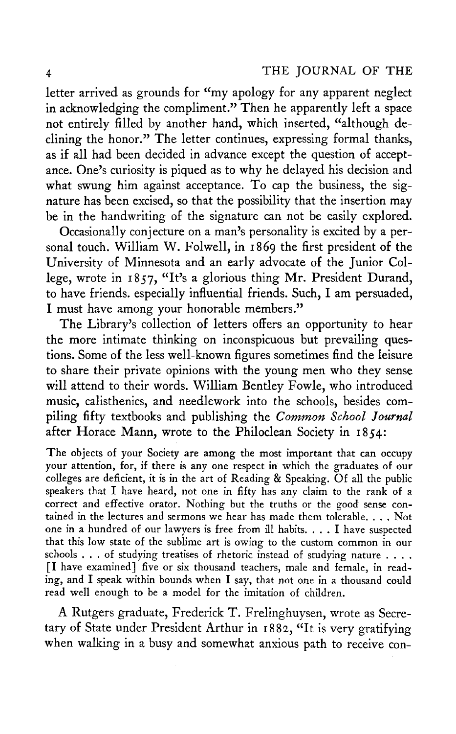letter arrived as grounds for "my apology for any apparent neglect in acknowledging the compliment." Then he apparently left a space not entirely filled by another hand, which inserted, "although declining the honor." The letter continues, expressing formal thanks, as if all had been decided in advance except the question of acceptance. One's curiosity is piqued as to why he delayed his decision and what swung him against acceptance. To cap the business, the signature has been excised, so that the possibility that the insertion may be in the handwriting of the signature can not be easily explored.

Occasionally conjecture on a man's personality is excited by a personal touch. William W. Folwell, in 1869 the first president of the University of Minnesota and an early advocate of the Junior College, wrote in 1857, "It's a glorious thing Mr. President Durand, to have friends. especially influential friends. Such, I am persuaded, I must have among your honorable members."

The Library's collection of letters offers an opportunity to hear the more intimate thinking on inconspicuous but prevailing questions. Some of the less well-known figures sometimes find the leisure to share their private opinions with the young men who they sense will attend to their words. William Bentley Fowle, who introduced music, calisthenics, and needlework into the schools, besides compiling fifty textbooks and publishing the *Common School Journal* after Horace Mann, wrote to the Philoclean Society in 1854:

> The objects of your Society are among the most important that can occupy your attention, for, if there is any one respect in which the graduates of our colleges are deficient, it is in the art of Reading & Speaking. Of all the public speakers that I have heard, not one in fifty has any claim to the rank of a correct and effective orator. Nothing but the truths or the good sense contained in the lectures and sermons we hear has made them tolerable. . . . Not one in a hundred of our lawyers is free from ill habits. . . . I have suspected that this low state of the sublime art is owing to the custom common in our schools . . . of studying treatises of rhetoric instead of studying nature . . . . [I have examined] five or six thousand teachers, male and female, in reading, and I speak within bounds when I say, that not one in a thousand could read well enough to be a model for the imitation of children.

A Rutgers graduate, Frederick T. Frelinghuysen, wrote as Secretary of State under President Arthur in 1882, "It is very gratifying when walking in a busy and somewhat anxious path to receive con-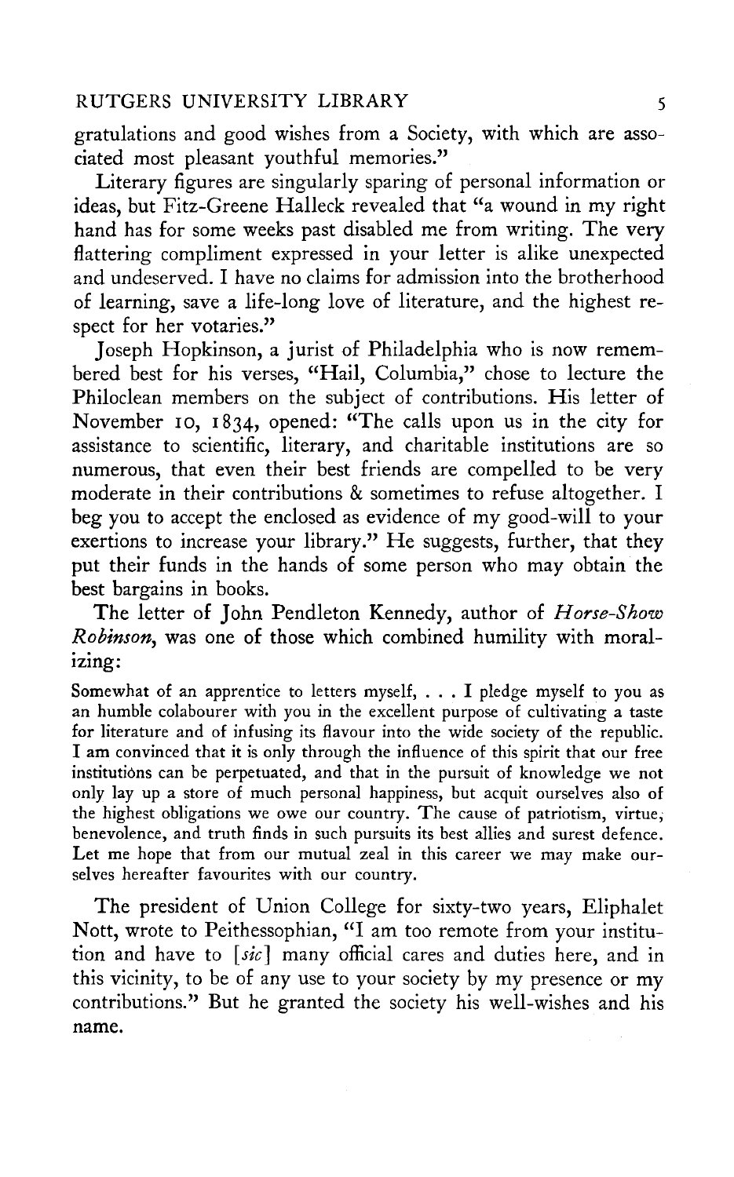gratulations and good wishes from a Society, with which are associated most pleasant youthful memories."

Literary figures are singularly sparing of personal information or ideas, but Fitz-Greene Halleck revealed that "a wound in my right hand has for some weeks past disabled me from writing. The very flattering compliment expressed in your letter is alike unexpected and undeserved. I have no claims for admission into the brotherhood of learning, save a life-long love of literature, and the highest respect for her votaries."

Joseph Hopkinson, a jurist of Philadelphia who is now remembered best for his verses, "Hail, Columbia," chose to lecture the Philoclean members on the subject of contributions. His letter of November 10, 1834, opened: "The calls upon us in the city for assistance to scientific, literary, and charitable institutions are so numerous, that even their best friends are compelled to be very moderate in their contributions & sometimes to refuse altogether. I beg you to accept the enclosed as evidence of my good-will to your exertions to increase your library." He suggests, further, that they put their funds in the hands of some person who may obtain the best bargains in books.

The letter of John Pendleton Kennedy, author of *Horse-Show Robinson*, was one of those which combined humility with moralizing:

> Somewhat of an apprentice to letters myself, . . . I pledge myself to you as an humble colabourer with you in the excellent purpose of cultivating a taste for literature and of infusing its flavour into the wide society of the republic. I am convinced that it is only through the influence of this spirit that our free institutions can be perpetuated, and that in the pursuit of knowledge we not only lay up a store of much personal happiness, but acquit ourselves also of the highest obligations we owe our country. The cause of patriotism, virtue, benevolence, and truth finds in such pursuits its best allies and surest defence. Let me hope that from our mutual zeal in this career we may make ourselves hereafter favourites with our country.

The president of Union College for sixty-two years, Eliphalet Nott, wrote to Peithessophian, "I am too remote from your institution and have to [*sic*] many official cares and duties here, and in this vicinity, to be of any use to your society by my presence or my contributions." But he granted the society his well-wishes and his name.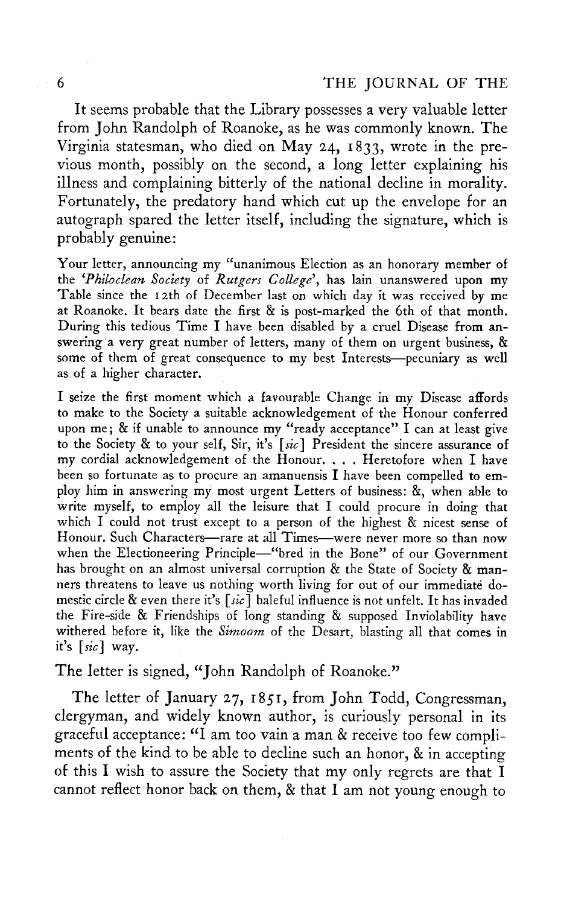It seems probable that the Library possesses a very valuable letter from John Randolph of Roanoke, as he was commonly known. The Virginia statesman, who died on May 24, 1833, wrote in the previous month, possibly on the second, a long letter explaining his illness and complaining bitterly of the national decline in morality. Fortunately, the predatory hand which cut up the envelope for an autograph spared the letter itself, including the signature, which is probably genuine:

> Your letter, announcing my "unanimous Election as an honorary member of the '*Philoclean Society* of *Rutgers College*', has lain unanswered upon my Table since the 12th of December last on which day it was received by me at Roanoke. It bears date the first & is post-marked the 6th of that month. During this tedious Time I have been disabled by a cruel Disease from answering a very great number of letters, many of them on urgent business, & some of them of great consequence to my best Interests—pecuniary as well as of a higher character.
>
> I seize the first moment which a favourable Change in my Disease affords to make to the Society a suitable acknowledgement of the Honour conferred upon me; & if unable to announce my "ready acceptance" I can at least give to the Society & to your self, Sir, it's [*sic*] President the sincere assurance of my cordial acknowledgement of the Honour. . . . Heretofore when I have been so fortunate as to procure an amanuensis I have been compelled to employ him in answering my most urgent Letters of business: &, when able to write myself, to employ all the leisure that I could procure in doing that which I could not trust except to a person of the highest & nicest sense of Honour. Such Characters—rare at all Times—were never more so than now when the Electioneering Principle—"bred in the Bone" of our Government has brought on an almost universal corruption & the State of Society & manners threatens to leave us nothing worth living for out of our immediate domestic circle & even there it's [*sic*] baleful influence is not unfelt. It has invaded the Fire-side & Friendships of long standing & supposed Inviolability have withered before it, like the *Simoom* of the Desart, blasting all that comes in it's [*sic*] way.

The letter is signed, "John Randolph of Roanoke."

The letter of January 27, 1851, from John Todd, Congressman, clergyman, and widely known author, is curiously personal in its graceful acceptance: "I am too vain a man & receive too few compliments of the kind to be able to decline such an honor, & in accepting of this I wish to assure the Society that my only regrets are that I cannot reflect honor back on them, & that I am not young enough to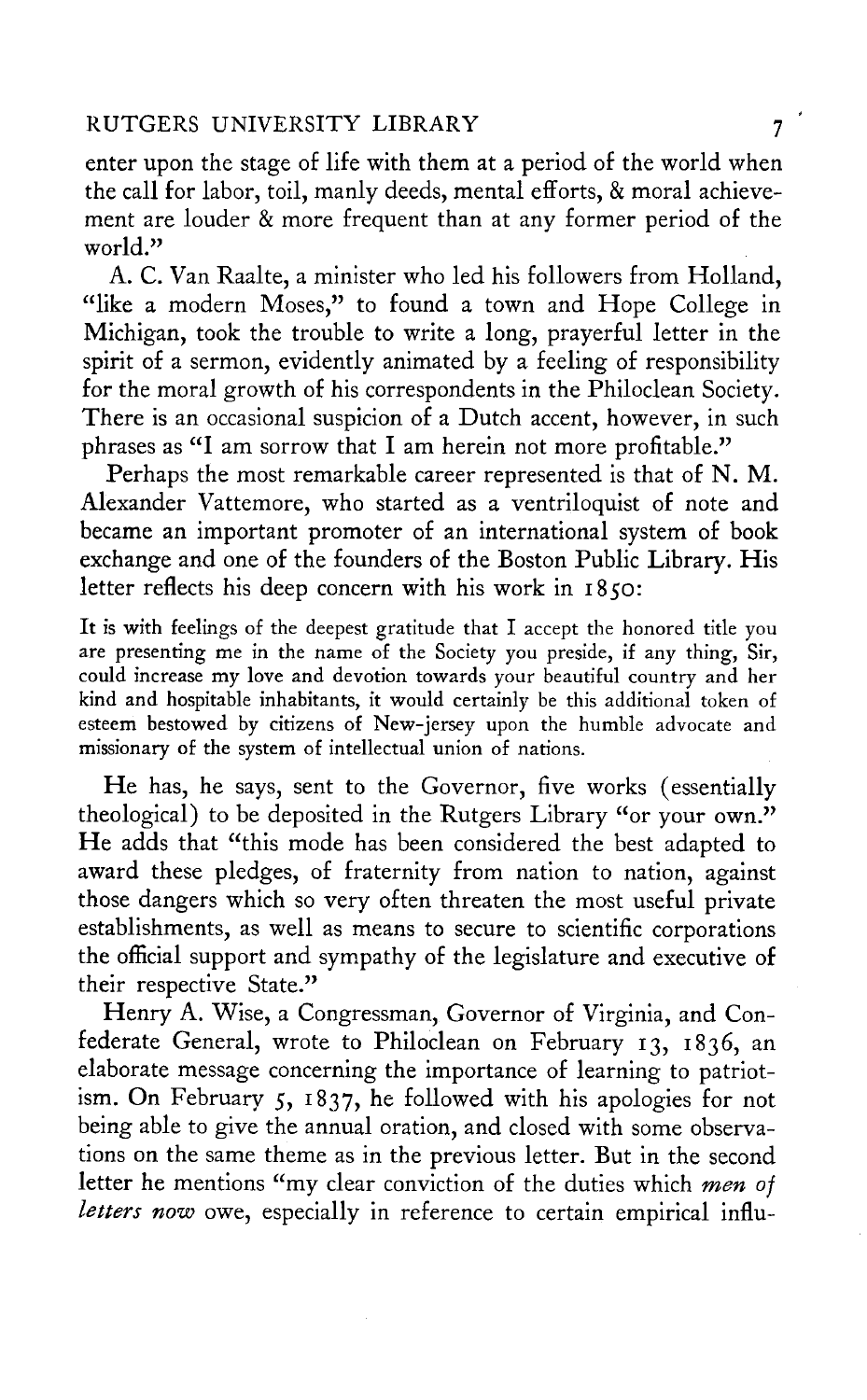enter upon the stage of life with them at a period of the world when the call for labor, toil, manly deeds, mental efforts, & moral achievement are louder & more frequent than at any former period of the world."

A. C. Van Raalte, a minister who led his followers from Holland, "like a modern Moses," to found a town and Hope College in Michigan, took the trouble to write a long, prayerful letter in the spirit of a sermon, evidently animated by a feeling of responsibility for the moral growth of his correspondents in the Philoclean Society. There is an occasional suspicion of a Dutch accent, however, in such phrases as "I am sorrow that I am herein not more profitable."

Perhaps the most remarkable career represented is that of N. M. Alexander Vattemore, who started as a ventriloquist of note and became an important promoter of an international system of book exchange and one of the founders of the Boston Public Library. His letter reflects his deep concern with his work in 1850:

> It is with feelings of the deepest gratitude that I accept the honored title you are presenting me in the name of the Society you preside, if any thing, Sir, could increase my love and devotion towards your beautiful country and her kind and hospitable inhabitants, it would certainly be this additional token of esteem bestowed by citizens of New-jersey upon the humble advocate and missionary of the system of intellectual union of nations.

He has, he says, sent to the Governor, five works (essentially theological) to be deposited in the Rutgers Library "or your own." He adds that "this mode has been considered the best adapted to award these pledges, of fraternity from nation to nation, against those dangers which so very often threaten the most useful private establishments, as well as means to secure to scientific corporations the official support and sympathy of the legislature and executive of their respective State."

Henry A. Wise, a Congressman, Governor of Virginia, and Confederate General, wrote to Philoclean on February 13, 1836, an elaborate message concerning the importance of learning to patriotism. On February 5, 1837, he followed with his apologies for not being able to give the annual oration, and closed with some observations on the same theme as in the previous letter. But in the second letter he mentions "my clear conviction of the duties which *men of letters now* owe, especially in reference to certain empirical influ-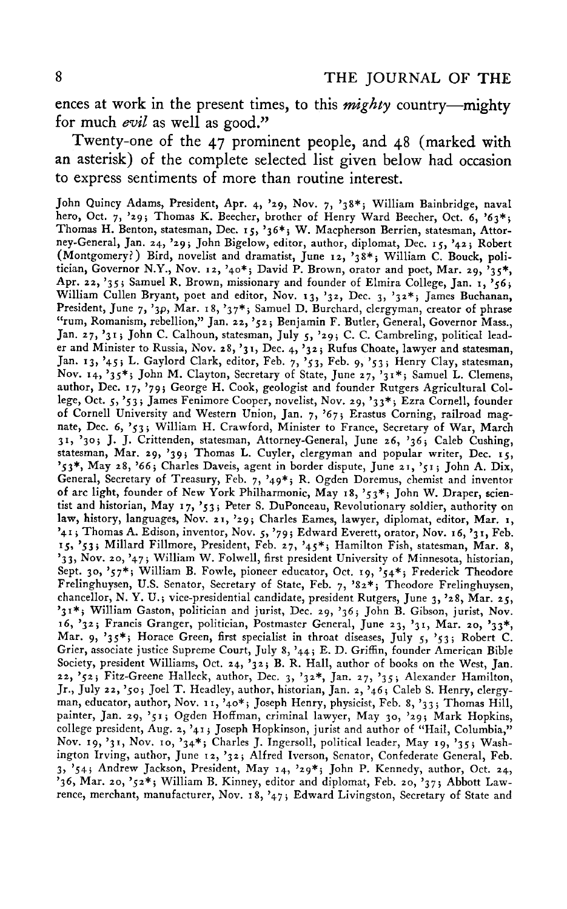ences at work in the present times, to this *mighty* country—mighty for much *evil* as well as good."

Twenty-one of the 47 prominent people, and 48 (marked with an asterisk) of the complete selected list given below had occasion to express sentiments of more than routine interest.

John Quincy Adams, President, Apr. 4, '29, Nov. 7, '38*; William Bainbridge, naval hero, Oct. 7, '29; Thomas K. Beecher, brother of Henry Ward Beecher, Oct. 6, '63*; Thomas H. Benton, statesman, Dec. 15, '36*; W. Macpherson Berrien, statesman, Attorney-General, Jan. 24, '29; John Bigelow, editor, author, diplomat, Dec. 15, '42; Robert (Montgomery?) Bird, novelist and dramatist, June 12, '38*; William C. Bouck, politician, Governor N.Y., Nov. 12, '40*; David P. Brown, orator and poet, Mar. 29, '35*, Apr. 22, '35; Samuel R. Brown, missionary and founder of Elmira College, Jan. 1, '56; William Cullen Bryant, poet and editor, Nov. 13, '32, Dec. 3, '32*; James Buchanan, President, June 7, '3*p*, Mar. 18, '37*; Samuel D. Burchard, clergyman, creator of phrase "rum, Romanism, rebellion," Jan. 22, '52; Benjamin F. Butler, General, Governor Mass., Jan. 27, '31; John C. Calhoun, statesman, July 5, '29; C. C. Cambreling, political leader and Minister to Russia, Nov. 28, '31, Dec. 4, '32; Rufus Choate, lawyer and statesman, Jan. 13, '45; L. Gaylord Clark, editor, Feb. 7, '53, Feb. 9, '53; Henry Clay, statesman, Nov. 14, '35*; John M. Clayton, Secretary of State, June 27, '31*; Samuel L. Clemens, author, Dec. 17, '79; George H. Cook, geologist and founder Rutgers Agricultural College, Oct. 5, '53; James Fenimore Cooper, novelist, Nov. 29, '33*; Ezra Cornell, founder of Cornell University and Western Union, Jan. 7, '67; Erastus Corning, railroad magnate, Dec. 6, '53; William H. Crawford, Minister to France, Secretary of War, March 31, '30; J. J. Crittenden, statesman, Attorney-General, June 26, '36; Caleb Cushing, statesman, Mar. 29, '39; Thomas L. Cuyler, clergyman and popular writer, Dec. 15, '53*, May 28, '66; Charles Daveis, agent in border dispute, June 21, '51; John A. Dix, General, Secretary of Treasury, Feb. 7, '49*; R. Ogden Doremus, chemist and inventor of arc light, founder of New York Philharmonic, May 18, '53*; John W. Draper, scientist and historian, May 17, '53; Peter S. DuPonceau, Revolutionary soldier, authority on law, history, languages, Nov. 21, '29; Charles Eames, lawyer, diplomat, editor, Mar. 1, '41; Thomas A. Edison, inventor, Nov. 5, '79; Edward Everett, orator, Nov. 16, '31, Feb. 15, '53; Millard Fillmore, President, Feb. 27, '45*; Hamilton Fish, statesman, Mar. 8, '33, Nov. 20, '47; William W. Folwell, first president University of Minnesota, historian, Sept. 30, '57*; William B. Fowle, pioneer educator, Oct. 19, '54*; Frederick Theodore Frelinghuysen, U.S. Senator, Secretary of State, Feb. 7, '82*; Theodore Frelinghuysen, chancellor, N. Y. U.; vice-presidential candidate, president Rutgers, June 3, '28, Mar. 25, '31*; William Gaston, politician and jurist, Dec. 29, '36; John B. Gibson, jurist, Nov. 16, '32; Francis Granger, politician, Postmaster General, June 23, '31, Mar. 20, '33*, Mar. 9, '35*; Horace Green, first specialist in throat diseases, July 5, '53; Robert C. Grier, associate justice Supreme Court, July 8, '44; E. D. Griffin, founder American Bible Society, president Williams, Oct. 24, '32; B. R. Hall, author of books on the West, Jan. 22, '52; Fitz-Greene Halleck, author, Dec. 3, '32*, Jan. 27, '35; Alexander Hamilton, Jr., July 22, '50; Joel T. Headley, author, historian, Jan. 2, '46; Caleb S. Henry, clergyman, educator, author, Nov. 11, '40*; Joseph Henry, physicist, Feb. 8, '33; Thomas Hill, painter, Jan. 29, '51; Ogden Hoffman, criminal lawyer, May 30, '29; Mark Hopkins, college president, Aug. 2, '41; Joseph Hopkinson, jurist and author of "Hail, Columbia," Nov. 19, '31, Nov. 10, '34*; Charles J. Ingersoll, political leader, May 19, '35; Washington Irving, author, June 12, '32; Alfred Iverson, Senator, Confederate General, Feb. 3, '54; Andrew Jackson, President, May 14, '29*; John P. Kennedy, author, Oct. 24, '36, Mar. 20, '52*; William B. Kinney, editor and diplomat, Feb. 20, '37; Abbott Lawrence, merchant, manufacturer, Nov. 18, '47; Edward Livingston, Secretary of State and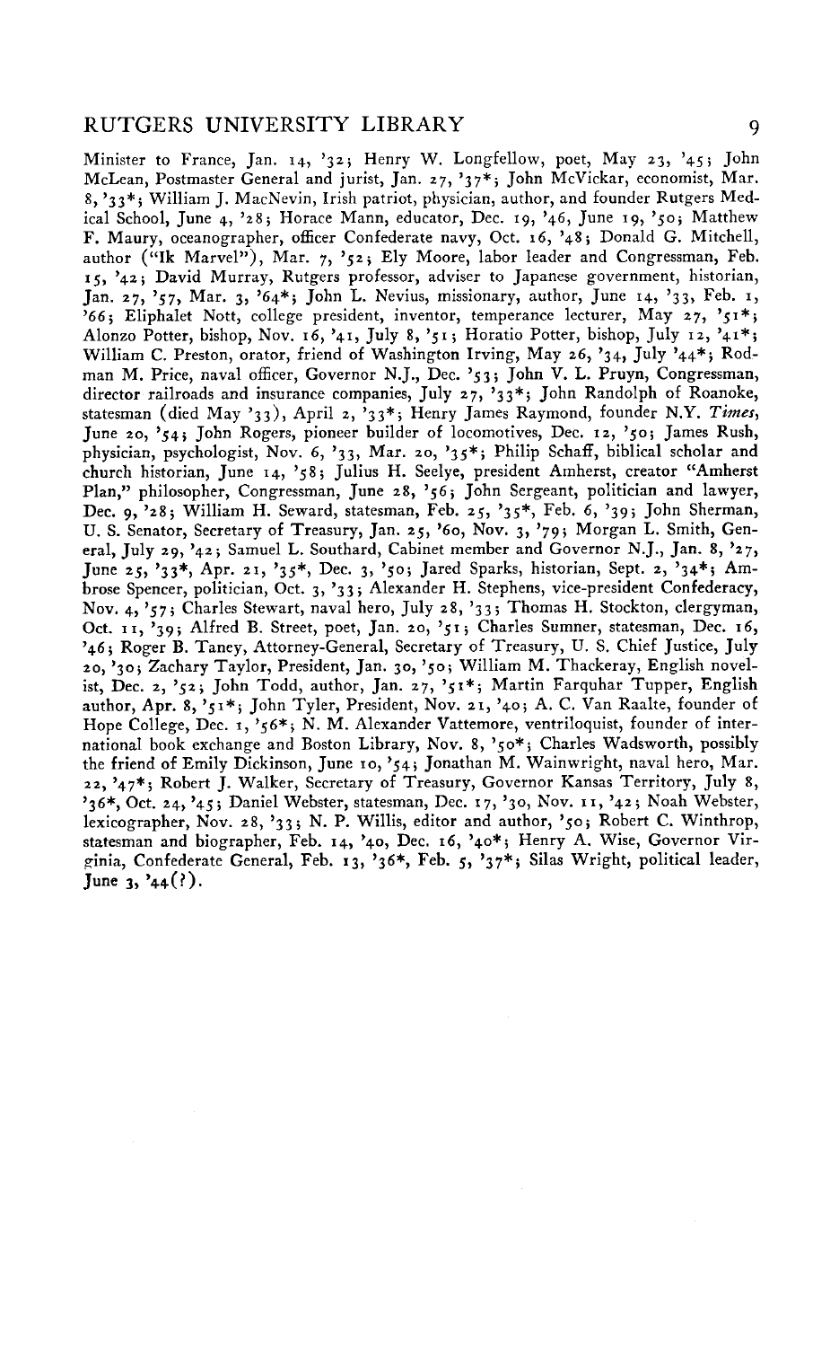Minister to France, Jan. 14, '32; Henry W. Longfellow, poet, May 23, '45; John McLean, Postmaster General and jurist, Jan. 27, '37*; John McVickar, economist, Mar. 8, '33*; William J. MacNevin, Irish patriot, physician, author, and founder Rutgers Medical School, June 4, '28; Horace Mann, educator, Dec. 19, '46, June 19, '50; Matthew F. Maury, oceanographer, officer Confederate navy, Oct. 16, '48; Donald G. Mitchell, author ("Ik Marvel"), Mar. 7, '52; Ely Moore, labor leader and Congressman, Feb. 15, '42; David Murray, Rutgers professor, adviser to Japanese government, historian, Jan. 27, '57, Mar. 3, '64*; John L. Nevius, missionary, author, June 14, '33, Feb. 1, '66; Eliphalet Nott, college president, inventor, temperance lecturer, May 27, '51*; Alonzo Potter, bishop, Nov. 16, '41, July 8, '51; Horatio Potter, bishop, July 12, '41*; William C. Preston, orator, friend of Washington Irving, May 26, '34, July '44*; Rodman M. Price, naval officer, Governor N.J., Dec. '53; John V. L. Pruyn, Congressman, director railroads and insurance companies, July 27, '33*; John Randolph of Roanoke, statesman (died May '33), April 2, '33*; Henry James Raymond, founder N.Y. *Times*, June 20, '54; John Rogers, pioneer builder of locomotives, Dec. 12, '50; James Rush, physician, psychologist, Nov. 6, '33, Mar. 20, '35*; Philip Schaff, biblical scholar and church historian, June 14, '58; Julius H. Seelye, president Amherst, creator "Amherst Plan," philosopher, Congressman, June 28, '56; John Sergeant, politician and lawyer, Dec. 9, '28; William H. Seward, statesman, Feb. 25, '35*, Feb. 6, '39; John Sherman, U. S. Senator, Secretary of Treasury, Jan. 25, '60, Nov. 3, '79; Morgan L. Smith, General, July 29, '42; Samuel L. Southard, Cabinet member and Governor N.J., Jan. 8, '27, June 25, '33*, Apr. 21, '35*, Dec. 3, '50; Jared Sparks, historian, Sept. 2, '34*; Ambrose Spencer, politician, Oct. 3, '33; Alexander H. Stephens, vice-president Confederacy, Nov. 4, '57; Charles Stewart, naval hero, July 28, '33; Thomas H. Stockton, clergyman, Oct. 11, '39; Alfred B. Street, poet, Jan. 20, '51; Charles Sumner, statesman, Dec. 16, '46; Roger B. Taney, Attorney-General, Secretary of Treasury, U. S. Chief Justice, July 20, '30; Zachary Taylor, President, Jan. 30, '50; William M. Thackeray, English novelist, Dec. 2, '52; John Todd, author, Jan. 27, '51*; Martin Farquhar Tupper, English author, Apr. 8, '51*; John Tyler, President, Nov. 21, '40; A. C. Van Raalte, founder of Hope College, Dec. 1, '56*; N. M. Alexander Vattemore, ventriloquist, founder of international book exchange and Boston Library, Nov. 8, '50*; Charles Wadsworth, possibly the friend of Emily Dickinson, June 10, '54; Jonathan M. Wainwright, naval hero, Mar. 22, '47*; Robert J. Walker, Secretary of Treasury, Governor Kansas Territory, July 8, '36*, Oct. 24, '45; Daniel Webster, statesman, Dec. 17, '30, Nov. 11, '42; Noah Webster, lexicographer, Nov. 28, '33; N. P. Willis, editor and author, '50; Robert C. Winthrop, statesman and biographer, Feb. 14, '40, Dec. 16, '40*; Henry A. Wise, Governor Virginia, Confederate General, Feb. 13, '36*, Feb. 5, '37*; Silas Wright, political leader, June 3, '44(?).